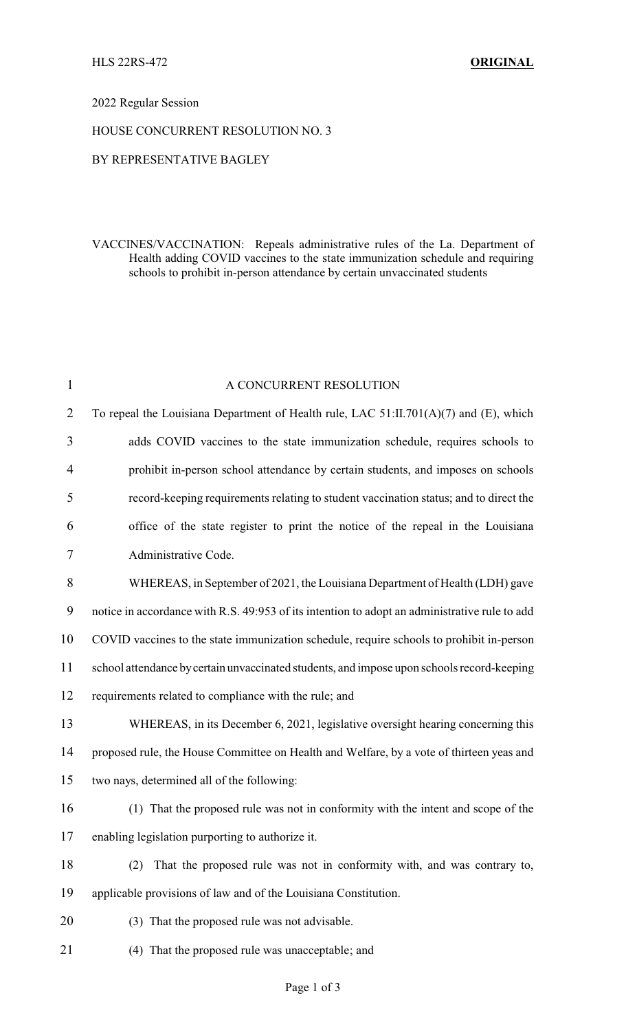HLS 22RS-472 **ORIGINAL**

2022 Regular Session

HOUSE CONCURRENT RESOLUTION NO. 3

BY REPRESENTATIVE BAGLEY

VACCINES/VACCINATION: Repeals administrative rules of the La. Department of Health adding COVID vaccines to the state immunization schedule and requiring schools to prohibit in-person attendance by certain unvaccinated students

A CONCURRENT RESOLUTION

To repeal the Louisiana Department of Health rule, LAC 51:II.701(A)(7) and (E), which adds COVID vaccines to the state immunization schedule, requires schools to prohibit in-person school attendance by certain students, and imposes on schools record-keeping requirements relating to student vaccination status; and to direct the office of the state register to print the notice of the repeal in the Louisiana Administrative Code.

WHEREAS, in September of 2021, the Louisiana Department of Health (LDH) gave notice in accordance with R.S. 49:953 of its intention to adopt an administrative rule to add COVID vaccines to the state immunization schedule, require schools to prohibit in-person school attendance by certain unvaccinated students, and impose upon schools record-keeping requirements related to compliance with the rule; and

WHEREAS, in its December 6, 2021, legislative oversight hearing concerning this proposed rule, the House Committee on Health and Welfare, by a vote of thirteen yeas and two nays, determined all of the following:

(1) That the proposed rule was not in conformity with the intent and scope of the enabling legislation purporting to authorize it.

(2) That the proposed rule was not in conformity with, and was contrary to, applicable provisions of law and of the Louisiana Constitution.

(3) That the proposed rule was not advisable.

(4) That the proposed rule was unacceptable; and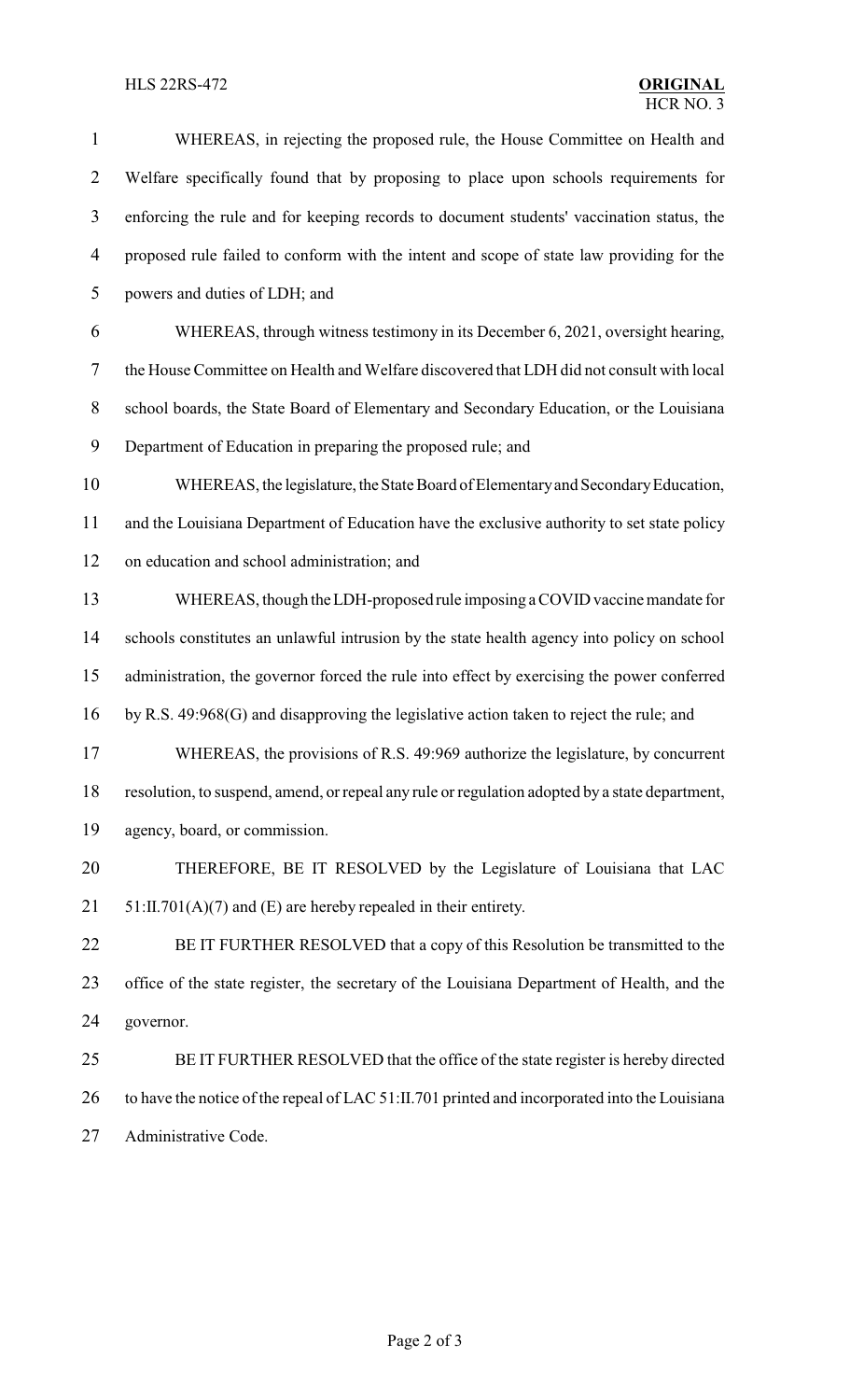WHEREAS, in rejecting the proposed rule, the House Committee on Health and Welfare specifically found that by proposing to place upon schools requirements for enforcing the rule and for keeping records to document students' vaccination status, the proposed rule failed to conform with the intent and scope of state law providing for the powers and duties of LDH; and

WHEREAS, through witness testimony in its December 6, 2021, oversight hearing, the House Committee on Health and Welfare discovered that LDH did not consult with local school boards, the State Board of Elementary and Secondary Education, or the Louisiana Department of Education in preparing the proposed rule; and

WHEREAS, the legislature, the State Board of Elementary and Secondary Education, and the Louisiana Department of Education have the exclusive authority to set state policy on education and school administration; and

WHEREAS, though the LDH-proposed rule imposing a COVID vaccine mandate for schools constitutes an unlawful intrusion by the state health agency into policy on school administration, the governor forced the rule into effect by exercising the power conferred by R.S. 49:968(G) and disapproving the legislative action taken to reject the rule; and

WHEREAS, the provisions of R.S. 49:969 authorize the legislature, by concurrent resolution, to suspend, amend, or repeal any rule or regulation adopted by a state department, agency, board, or commission.

THEREFORE, BE IT RESOLVED by the Legislature of Louisiana that LAC 51:II.701(A)(7) and (E) are hereby repealed in their entirety.

BE IT FURTHER RESOLVED that a copy of this Resolution be transmitted to the office of the state register, the secretary of the Louisiana Department of Health, and the governor.

BE IT FURTHER RESOLVED that the office of the state register is hereby directed to have the notice of the repeal of LAC 51:II.701 printed and incorporated into the Louisiana Administrative Code.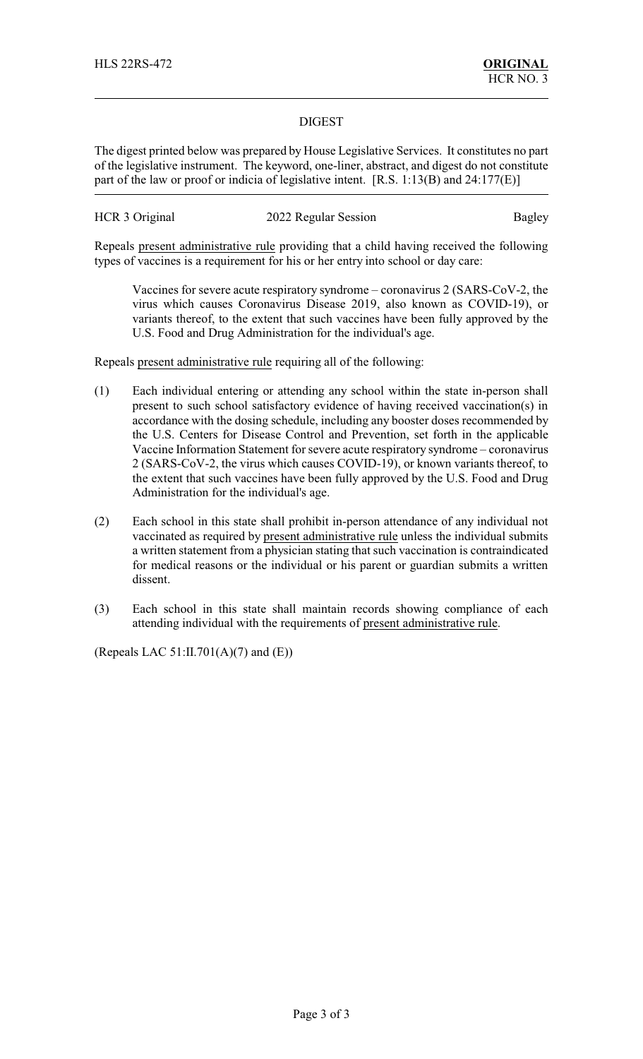HLS 22RS-472 **ORIGINAL**
HCR NO. 3

## DIGEST

The digest printed below was prepared by House Legislative Services. It constitutes no part of the legislative instrument. The keyword, one-liner, abstract, and digest do not constitute part of the law or proof or indicia of legislative intent. [R.S. 1:13(B) and 24:177(E)]

HCR 3 Original | 2022 Regular Session | Bagley

Repeals present administrative rule providing that a child having received the following types of vaccines is a requirement for his or her entry into school or day care:

> Vaccines for severe acute respiratory syndrome – coronavirus 2 (SARS-CoV-2, the virus which causes Coronavirus Disease 2019, also known as COVID-19), or variants thereof, to the extent that such vaccines have been fully approved by the U.S. Food and Drug Administration for the individual's age.

Repeals present administrative rule requiring all of the following:

(1) Each individual entering or attending any school within the state in-person shall present to such school satisfactory evidence of having received vaccination(s) in accordance with the dosing schedule, including any booster doses recommended by the U.S. Centers for Disease Control and Prevention, set forth in the applicable Vaccine Information Statement for severe acute respiratory syndrome – coronavirus 2 (SARS-CoV-2, the virus which causes COVID-19), or known variants thereof, to the extent that such vaccines have been fully approved by the U.S. Food and Drug Administration for the individual's age.

(2) Each school in this state shall prohibit in-person attendance of any individual not vaccinated as required by present administrative rule unless the individual submits a written statement from a physician stating that such vaccination is contraindicated for medical reasons or the individual or his parent or guardian submits a written dissent.

(3) Each school in this state shall maintain records showing compliance of each attending individual with the requirements of present administrative rule.

(Repeals LAC 51:II.701(A)(7) and (E))